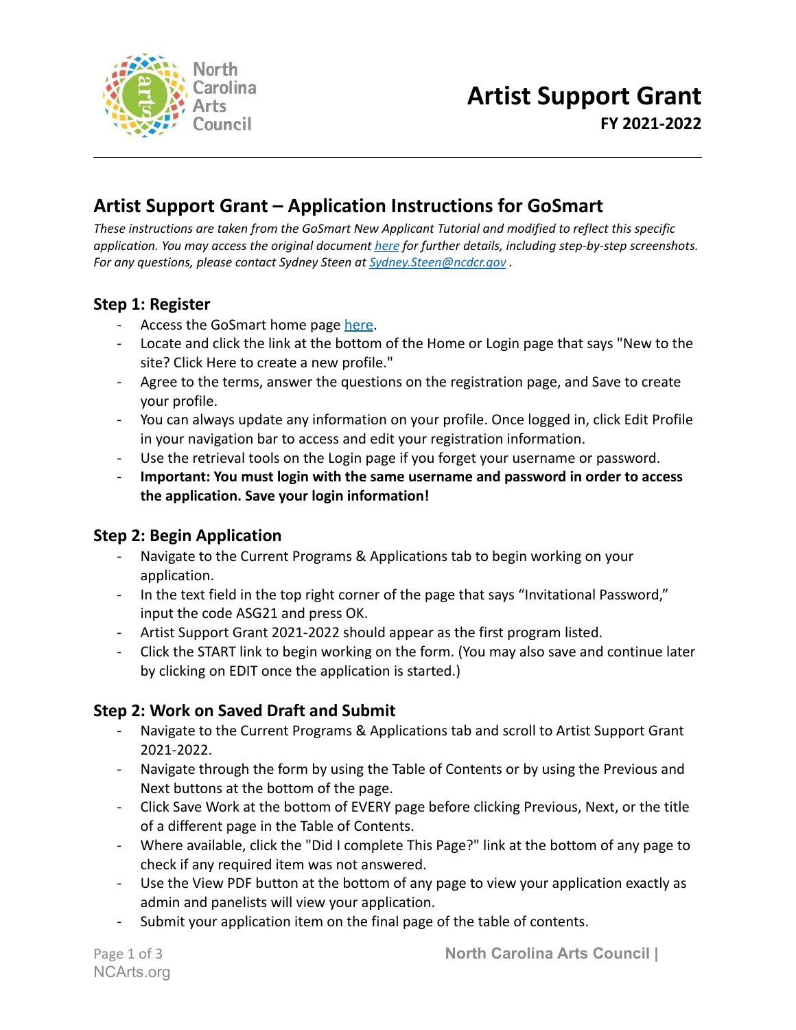# Artist Support Grant

**FY 2021-2022**

## Artist Support Grant – Application Instructions for GoSmart

*These instructions are taken from the GoSmart New Applicant Tutorial and modified to reflect this specific application. You may access the original document here for further details, including step-by-step screenshots. For any questions, please contact Sydney Steen at Sydney.Steen@ncdcr.gov .*

### Step 1: Register

- Access the GoSmart home page here.
- Locate and click the link at the bottom of the Home or Login page that says "New to the site? Click Here to create a new profile."
- Agree to the terms, answer the questions on the registration page, and Save to create your profile.
- You can always update any information on your profile. Once logged in, click Edit Profile in your navigation bar to access and edit your registration information.
- Use the retrieval tools on the Login page if you forget your username or password.
- **Important: You must login with the same username and password in order to access the application. Save your login information!**

### Step 2: Begin Application

- Navigate to the Current Programs & Applications tab to begin working on your application.
- In the text field in the top right corner of the page that says "Invitational Password," input the code ASG21 and press OK.
- Artist Support Grant 2021-2022 should appear as the first program listed.
- Click the START link to begin working on the form. (You may also save and continue later by clicking on EDIT once the application is started.)

### Step 2: Work on Saved Draft and Submit

- Navigate to the Current Programs & Applications tab and scroll to Artist Support Grant 2021-2022.
- Navigate through the form by using the Table of Contents or by using the Previous and Next buttons at the bottom of the page.
- Click Save Work at the bottom of EVERY page before clicking Previous, Next, or the title of a different page in the Table of Contents.
- Where available, click the "Did I complete This Page?" link at the bottom of any page to check if any required item was not answered.
- Use the View PDF button at the bottom of any page to view your application exactly as admin and panelists will view your application.
- Submit your application item on the final page of the table of contents.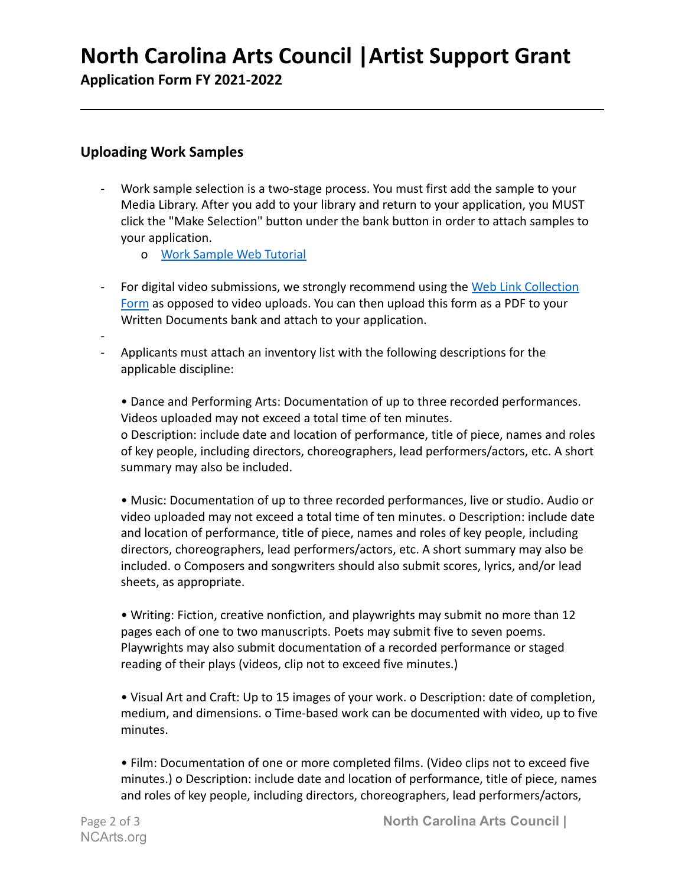## Uploading Work Samples

- Work sample selection is a two-stage process. You must first add the sample to your Media Library. After you add to your library and return to your application, you MUST click the "Make Selection" button under the bank button in order to attach samples to your application.
    - [Work Sample Web Tutorial]()
- For digital video submissions, we strongly recommend using the [Web Link Collection Form]() as opposed to video uploads. You can then upload this form as a PDF to your Written Documents bank and attach to your application.
-
- Applicants must attach an inventory list with the following descriptions for the applicable discipline:

  • Dance and Performing Arts: Documentation of up to three recorded performances. Videos uploaded may not exceed a total time of ten minutes.
  o Description: include date and location of performance, title of piece, names and roles of key people, including directors, choreographers, lead performers/actors, etc. A short summary may also be included.

  • Music: Documentation of up to three recorded performances, live or studio. Audio or video uploaded may not exceed a total time of ten minutes. o Description: include date and location of performance, title of piece, names and roles of key people, including directors, choreographers, lead performers/actors, etc. A short summary may also be included. o Composers and songwriters should also submit scores, lyrics, and/or lead sheets, as appropriate.

  • Writing: Fiction, creative nonfiction, and playwrights may submit no more than 12 pages each of one to two manuscripts. Poets may submit five to seven poems. Playwrights may also submit documentation of a recorded performance or staged reading of their plays (videos, clip not to exceed five minutes.)

  • Visual Art and Craft: Up to 15 images of your work. o Description: date of completion, medium, and dimensions. o Time-based work can be documented with video, up to five minutes.

  • Film: Documentation of one or more completed films. (Video clips not to exceed five minutes.) o Description: include date and location of performance, title of piece, names and roles of key people, including directors, choreographers, lead performers/actors,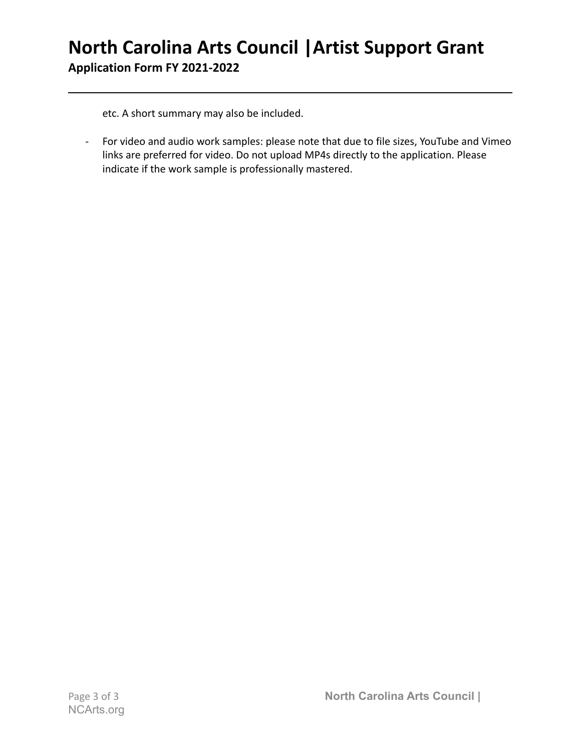etc. A short summary may also be included.

- For video and audio work samples: please note that due to file sizes, YouTube and Vimeo links are preferred for video. Do not upload MP4s directly to the application. Please indicate if the work sample is professionally mastered.